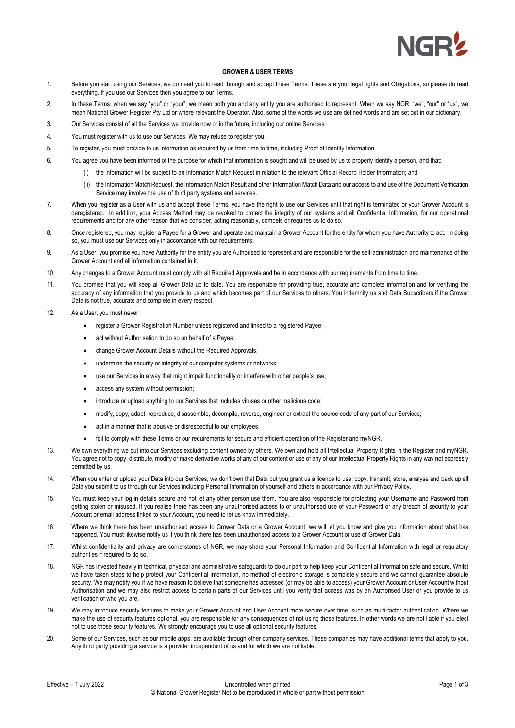# GROWER & USER TERMS

1. Before you start using our Services, we do need you to read through and accept these Terms. These are your legal rights and Obligations, so please do read everything. If you use our Services then you agree to our Terms.

2. In these Terms, when we say "you" or "your", we mean both you and any entity you are authorised to represent. When we say NGR, "we", "our" or "us", we mean National Grower Register Pty Ltd or where relevant the Operator. Also, some of the words we use are defined words and are set out in our dictionary.

3. Our Services consist of all the Services we provide now or in the future, including our online Services.

4. You must register with us to use our Services. We may refuse to register you.

5. To register, you must provide to us information as required by us from time to time, including Proof of Identity Information.

6. You agree you have been informed of the purpose for which that information is sought and will be used by us to properly identify a person, and that:

   (i) the information will be subject to an Information Match Request in relation to the relevant Official Record Holder Information; and

   (ii) the Information Match Request, the Information Match Result and other Information Match Data and our access to and use of the Document Verification Service may involve the use of third party systems and services.

7. When you register as a User with us and accept these Terms, you have the right to use our Services until that right is terminated or your Grower Account is deregistered. In addition, your Access Method may be revoked to protect the integrity of our systems and all Confidential Information, for our operational requirements and for any other reason that we consider, acting reasonably, compels or requires us to do so.

8. Once registered, you may register a Payee for a Grower and operate and maintain a Grower Account for the entity for whom you have Authority to act. In doing so, you must use our Services only in accordance with our requirements.

9. As a User, you promise you have Authority for the entity you are Authorised to represent and are responsible for the self-administration and maintenance of the Grower Account and all information contained in it.

10. Any changes to a Grower Account must comply with all Required Approvals and be in accordance with our requirements from time to time.

11. You promise that you will keep all Grower Data up to date. You are responsible for providing true, accurate and complete information and for verifying the accuracy of any information that you provide to us and which becomes part of our Services to others. You indemnify us and Data Subscribers if the Grower Data is not true, accurate and complete in every respect.

12. As a User, you must never:

    - register a Grower Registration Number unless registered and linked to a registered Payee;
    - act without Authorisation to do so on behalf of a Payee;
    - change Grower Account Details without the Required Approvals;
    - undermine the security or integrity of our computer systems or networks;
    - use our Services in a way that might impair functionality or interfere with other people's use;
    - access any system without permission;
    - introduce or upload anything to our Services that includes viruses or other malicious code;
    - modify, copy, adapt, reproduce, disassemble, decompile, reverse, engineer or extract the source code of any part of our Services;
    - act in a manner that is abusive or disrespectful to our employees;
    - fail to comply with these Terms or our requirements for secure and efficient operation of the Register and myNGR.

13. We own everything we put into our Services excluding content owned by others. We own and hold all Intellectual Property Rights in the Register and myNGR. You agree not to copy, distribute, modify or make derivative works of any of our content or use of any of our Intellectual Property Rights in any way not expressly permitted by us.

14. When you enter or upload your Data into our Services, we don't own that Data but you grant us a licence to use, copy, transmit, store, analyse and back up all Data you submit to us through our Services including Personal Information of yourself and others in accordance with our Privacy Policy.

15. You must keep your log in details secure and not let any other person use them. You are also responsible for protecting your Username and Password from getting stolen or misused. If you realise there has been any unauthorised access to or unauthorised use of your Password or any breach of security to your Account or email address linked to your Account, you need to let us know immediately.

16. Where we think there has been unauthorised access to Grower Data or a Grower Account, we will let you know and give you information about what has happened. You must likewise notify us if you think there has been unauthorised access to a Grower Account or use of Grower Data.

17. Whilst confidentiality and privacy are cornerstones of NGR, we may share your Personal Information and Confidential Information with legal or regulatory authorities if required to do so.

18. NGR has invested heavily in technical, physical and administrative safeguards to do our part to help keep your Confidential Information safe and secure. Whilst we have taken steps to help protect your Confidential Information, no method of electronic storage is completely secure and we cannot guarantee absolute security. We may notify you if we have reason to believe that someone has accessed (or may be able to access) your Grower Account or User Account without Authorisation and we may also restrict access to certain parts of our Services until you verify that access was by an Authorised User or you provide to us verification of who you are.

19. We may introduce security features to make your Grower Account and User Account more secure over time, such as multi-factor authentication. Where we make the use of security features optional, you are responsible for any consequences of not using those features. In other words we are not liable if you elect not to use those security features. We strongly encourage you to use all optional security features.

20. Some of our Services, such as our mobile apps, are available through other company services. These companies may have additional terms that apply to you. Any third party providing a service is a provider independent of us and for which we are not liable.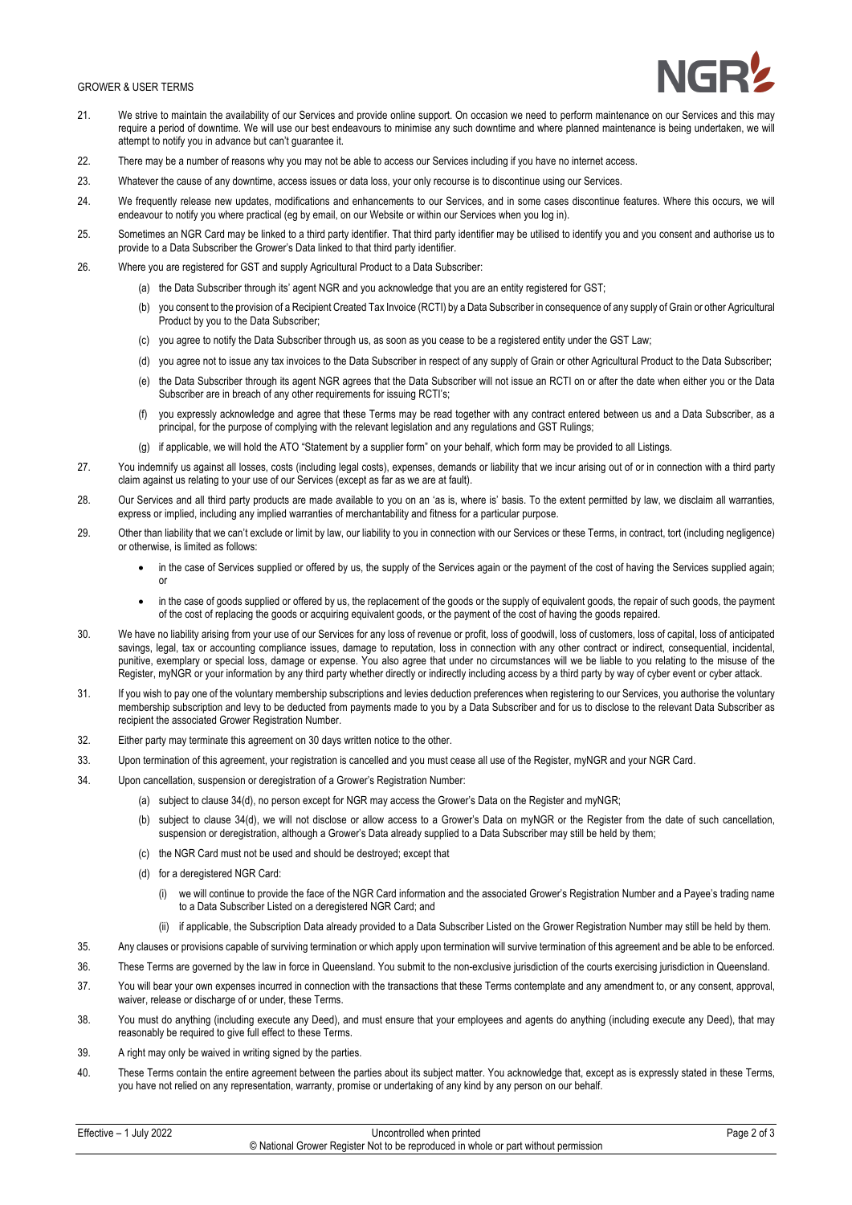21. We strive to maintain the availability of our Services and provide online support. On occasion we need to perform maintenance on our Services and this may require a period of downtime. We will use our best endeavours to minimise any such downtime and where planned maintenance is being undertaken, we will attempt to notify you in advance but can't guarantee it.

22. There may be a number of reasons why you may not be able to access our Services including if you have no internet access.

23. Whatever the cause of any downtime, access issues or data loss, your only recourse is to discontinue using our Services.

24. We frequently release new updates, modifications and enhancements to our Services, and in some cases discontinue features. Where this occurs, we will endeavour to notify you where practical (eg by email, on our Website or within our Services when you log in).

25. Sometimes an NGR Card may be linked to a third party identifier. That third party identifier may be utilised to identify you and you consent and authorise us to provide to a Data Subscriber the Grower's Data linked to that third party identifier.

26. Where you are registered for GST and supply Agricultural Product to a Data Subscriber:

    (a) the Data Subscriber through its' agent NGR and you acknowledge that you are an entity registered for GST;

    (b) you consent to the provision of a Recipient Created Tax Invoice (RCTI) by a Data Subscriber in consequence of any supply of Grain or other Agricultural Product by you to the Data Subscriber;

    (c) you agree to notify the Data Subscriber through us, as soon as you cease to be a registered entity under the GST Law;

    (d) you agree not to issue any tax invoices to the Data Subscriber in respect of any supply of Grain or other Agricultural Product to the Data Subscriber;

    (e) the Data Subscriber through its agent NGR agrees that the Data Subscriber will not issue an RCTI on or after the date when either you or the Data Subscriber are in breach of any other requirements for issuing RCTI's;

    (f) you expressly acknowledge and agree that these Terms may be read together with any contract entered between us and a Data Subscriber, as a principal, for the purpose of complying with the relevant legislation and any regulations and GST Rulings;

    (g) if applicable, we will hold the ATO "Statement by a supplier form" on your behalf, which form may be provided to all Listings.

27. You indemnify us against all losses, costs (including legal costs), expenses, demands or liability that we incur arising out of or in connection with a third party claim against us relating to your use of our Services (except as far as we are at fault).

28. Our Services and all third party products are made available to you on an 'as is, where is' basis. To the extent permitted by law, we disclaim all warranties, express or implied, including any implied warranties of merchantability and fitness for a particular purpose.

29. Other than liability that we can't exclude or limit by law, our liability to you in connection with our Services or these Terms, in contract, tort (including negligence) or otherwise, is limited as follows:

    - in the case of Services supplied or offered by us, the supply of the Services again or the payment of the cost of having the Services supplied again; or
    - in the case of goods supplied or offered by us, the replacement of the goods or the supply of equivalent goods, the repair of such goods, the payment of the cost of replacing the goods or acquiring equivalent goods, or the payment of the cost of having the goods repaired.

30. We have no liability arising from your use of our Services for any loss of revenue or profit, loss of goodwill, loss of customers, loss of capital, loss of anticipated savings, legal, tax or accounting compliance issues, damage to reputation, loss in connection with any other contract or indirect, consequential, incidental, punitive, exemplary or special loss, damage or expense. You also agree that under no circumstances will we be liable to you relating to the misuse of the Register, myNGR or your information by any third party whether directly or indirectly including access by a third party by way of cyber event or cyber attack.

31. If you wish to pay one of the voluntary membership subscriptions and levies deduction preferences when registering to our Services, you authorise the voluntary membership subscription and levy to be deducted from payments made to you by a Data Subscriber and for us to disclose to the relevant Data Subscriber as recipient the associated Grower Registration Number.

32. Either party may terminate this agreement on 30 days written notice to the other.

33. Upon termination of this agreement, your registration is cancelled and you must cease all use of the Register, myNGR and your NGR Card.

34. Upon cancellation, suspension or deregistration of a Grower's Registration Number:

    (a) subject to clause 34(d), no person except for NGR may access the Grower's Data on the Register and myNGR;

    (b) subject to clause 34(d), we will not disclose or allow access to a Grower's Data on myNGR or the Register from the date of such cancellation, suspension or deregistration, although a Grower's Data already supplied to a Data Subscriber may still be held by them;

    (c) the NGR Card must not be used and should be destroyed; except that

    (d) for a deregistered NGR Card:

        (i) we will continue to provide the face of the NGR Card information and the associated Grower's Registration Number and a Payee's trading name to a Data Subscriber Listed on a deregistered NGR Card; and

        (ii) if applicable, the Subscription Data already provided to a Data Subscriber Listed on the Grower Registration Number may still be held by them.

35. Any clauses or provisions capable of surviving termination or which apply upon termination will survive termination of this agreement and be able to be enforced.

36. These Terms are governed by the law in force in Queensland. You submit to the non-exclusive jurisdiction of the courts exercising jurisdiction in Queensland.

37. You will bear your own expenses incurred in connection with the transactions that these Terms contemplate and any amendment to, or any consent, approval, waiver, release or discharge of or under, these Terms.

38. You must do anything (including execute any Deed), and must ensure that your employees and agents do anything (including execute any Deed), that may reasonably be required to give full effect to these Terms.

39. A right may only be waived in writing signed by the parties.

40. These Terms contain the entire agreement between the parties about its subject matter. You acknowledge that, except as is expressly stated in these Terms, you have not relied on any representation, warranty, promise or undertaking of any kind by any person on our behalf.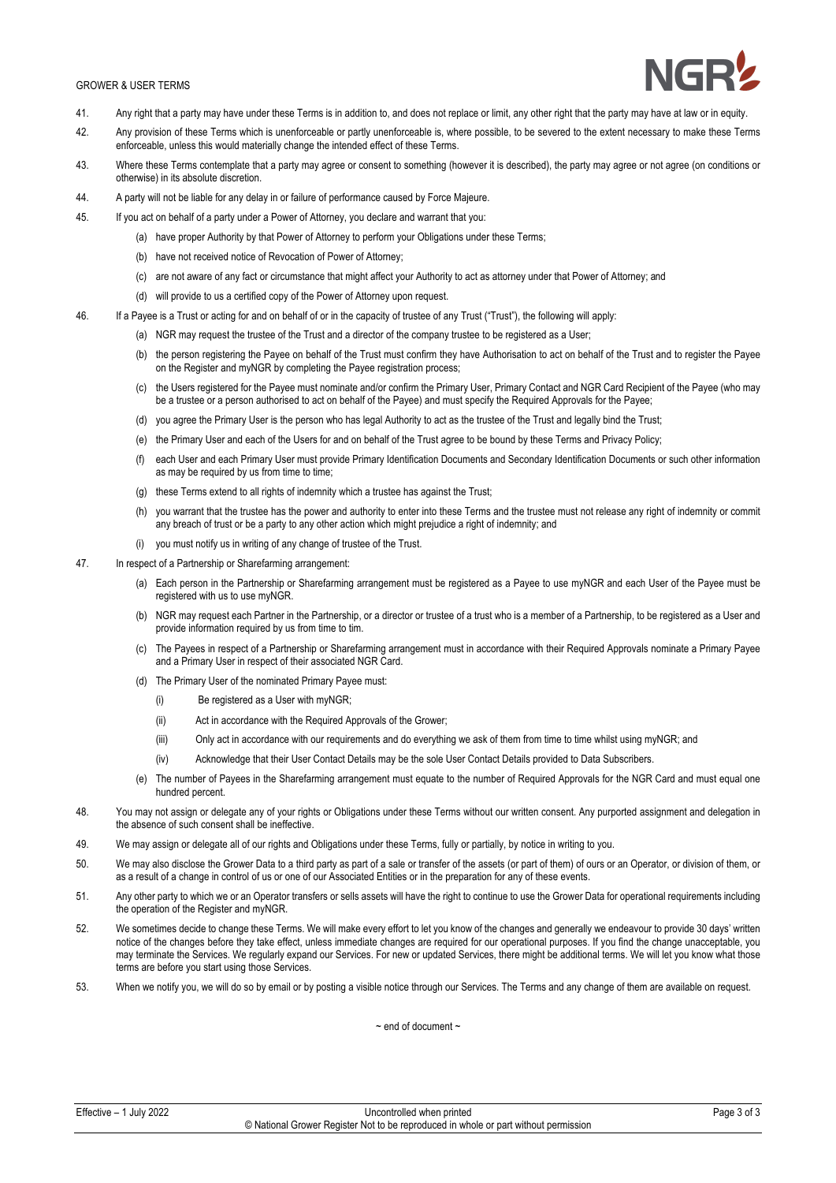41. Any right that a party may have under these Terms is in addition to, and does not replace or limit, any other right that the party may have at law or in equity.

42. Any provision of these Terms which is unenforceable or partly unenforceable is, where possible, to be severed to the extent necessary to make these Terms enforceable, unless this would materially change the intended effect of these Terms.

43. Where these Terms contemplate that a party may agree or consent to something (however it is described), the party may agree or not agree (on conditions or otherwise) in its absolute discretion.

44. A party will not be liable for any delay in or failure of performance caused by Force Majeure.

45. If you act on behalf of a party under a Power of Attorney, you declare and warrant that you:

    (a) have proper Authority by that Power of Attorney to perform your Obligations under these Terms;

    (b) have not received notice of Revocation of Power of Attorney;

    (c) are not aware of any fact or circumstance that might affect your Authority to act as attorney under that Power of Attorney; and

    (d) will provide to us a certified copy of the Power of Attorney upon request.

46. If a Payee is a Trust or acting for and on behalf of or in the capacity of trustee of any Trust ("Trust"), the following will apply:

    (a) NGR may request the trustee of the Trust and a director of the company trustee to be registered as a User;

    (b) the person registering the Payee on behalf of the Trust must confirm they have Authorisation to act on behalf of the Trust and to register the Payee on the Register and myNGR by completing the Payee registration process;

    (c) the Users registered for the Payee must nominate and/or confirm the Primary User, Primary Contact and NGR Card Recipient of the Payee (who may be a trustee or a person authorised to act on behalf of the Payee) and must specify the Required Approvals for the Payee;

    (d) you agree the Primary User is the person who has legal Authority to act as the trustee of the Trust and legally bind the Trust;

    (e) the Primary User and each of the Users for and on behalf of the Trust agree to be bound by these Terms and Privacy Policy;

    (f) each User and each Primary User must provide Primary Identification Documents and Secondary Identification Documents or such other information as may be required by us from time to time;

    (g) these Terms extend to all rights of indemnity which a trustee has against the Trust;

    (h) you warrant that the trustee has the power and authority to enter into these Terms and the trustee must not release any right of indemnity or commit any breach of trust or be a party to any other action which might prejudice a right of indemnity; and

    (i) you must notify us in writing of any change of trustee of the Trust.

47. In respect of a Partnership or Sharefarming arrangement:

    (a) Each person in the Partnership or Sharefarming arrangement must be registered as a Payee to use myNGR and each User of the Payee must be registered with us to use myNGR.

    (b) NGR may request each Partner in the Partnership, or a director or trustee of a trust who is a member of a Partnership, to be registered as a User and provide information required by us from time to tim.

    (c) The Payees in respect of a Partnership or Sharefarming arrangement must in accordance with their Required Approvals nominate a Primary Payee and a Primary User in respect of their associated NGR Card.

    (d) The Primary User of the nominated Primary Payee must:

        (i) Be registered as a User with myNGR;

        (ii) Act in accordance with the Required Approvals of the Grower;

        (iii) Only act in accordance with our requirements and do everything we ask of them from time to time whilst using myNGR; and

        (iv) Acknowledge that their User Contact Details may be the sole User Contact Details provided to Data Subscribers.

    (e) The number of Payees in the Sharefarming arrangement must equate to the number of Required Approvals for the NGR Card and must equal one hundred percent.

48. You may not assign or delegate any of your rights or Obligations under these Terms without our written consent. Any purported assignment and delegation in the absence of such consent shall be ineffective.

49. We may assign or delegate all of our rights and Obligations under these Terms, fully or partially, by notice in writing to you.

50. We may also disclose the Grower Data to a third party as part of a sale or transfer of the assets (or part of them) of ours or an Operator, or division of them, or as a result of a change in control of us or one of our Associated Entities or in the preparation for any of these events.

51. Any other party to which we or an Operator transfers or sells assets will have the right to continue to use the Grower Data for operational requirements including the operation of the Register and myNGR.

52. We sometimes decide to change these Terms. We will make every effort to let you know of the changes and generally we endeavour to provide 30 days' written notice of the changes before they take effect, unless immediate changes are required for our operational purposes. If you find the change unacceptable, you may terminate the Services. We regularly expand our Services. For new or updated Services, there might be additional terms. We will let you know what those terms are before you start using those Services.

53. When we notify you, we will do so by email or by posting a visible notice through our Services. The Terms and any change of them are available on request.

~ end of document ~